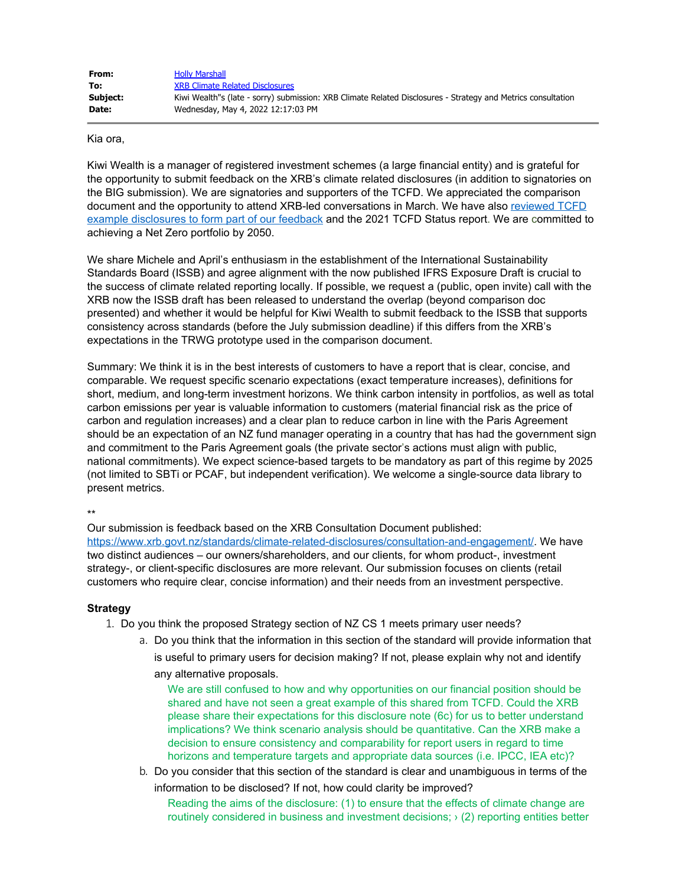| | |
|---|---|
| **From:** | Holly Marshall |
| **To:** | XRB Climate Related Disclosures |
| **Subject:** | Kiwi Wealth"s (late - sorry) submission: XRB Climate Related Disclosures - Strategy and Metrics consultation |
| **Date:** | Wednesday, May 4, 2022 12:17:03 PM |

Kia ora,

Kiwi Wealth is a manager of registered investment schemes (a large financial entity) and is grateful for the opportunity to submit feedback on the XRB's climate related disclosures (in addition to signatories on the BIG submission). We are signatories and supporters of the TCFD. We appreciated the comparison document and the opportunity to attend XRB-led conversations in March. We have also reviewed TCFD example disclosures to form part of our feedback and the 2021 TCFD Status report. We are committed to achieving a Net Zero portfolio by 2050.

We share Michele and April's enthusiasm in the establishment of the International Sustainability Standards Board (ISSB) and agree alignment with the now published IFRS Exposure Draft is crucial to the success of climate related reporting locally. If possible, we request a (public, open invite) call with the XRB now the ISSB draft has been released to understand the overlap (beyond comparison doc presented) and whether it would be helpful for Kiwi Wealth to submit feedback to the ISSB that supports consistency across standards (before the July submission deadline) if this differs from the XRB's expectations in the TRWG prototype used in the comparison document.

Summary: We think it is in the best interests of customers to have a report that is clear, concise, and comparable. We request specific scenario expectations (exact temperature increases), definitions for short, medium, and long-term investment horizons. We think carbon intensity in portfolios, as well as total carbon emissions per year is valuable information to customers (material financial risk as the price of carbon and regulation increases) and a clear plan to reduce carbon in line with the Paris Agreement should be an expectation of an NZ fund manager operating in a country that has had the government sign and commitment to the Paris Agreement goals (the private sector's actions must align with public, national commitments). We expect science-based targets to be mandatory as part of this regime by 2025 (not limited to SBTi or PCAF, but independent verification). We welcome a single-source data library to present metrics.

**

Our submission is feedback based on the XRB Consultation Document published: https://www.xrb.govt.nz/standards/climate-related-disclosures/consultation-and-engagement/. We have two distinct audiences – our owners/shareholders, and our clients, for whom product-, investment strategy-, or client-specific disclosures are more relevant. Our submission focuses on clients (retail customers who require clear, concise information) and their needs from an investment perspective.

**Strategy**

1. Do you think the proposed Strategy section of NZ CS 1 meets primary user needs?
   a. Do you think that the information in this section of the standard will provide information that is useful to primary users for decision making? If not, please explain why not and identify any alternative proposals.

      We are still confused to how and why opportunities on our financial position should be shared and have not seen a great example of this shared from TCFD. Could the XRB please share their expectations for this disclosure note (6c) for us to better understand implications? We think scenario analysis should be quantitative. Can the XRB make a decision to ensure consistency and comparability for report users in regard to time horizons and temperature targets and appropriate data sources (i.e. IPCC, IEA etc)?

   b. Do you consider that this section of the standard is clear and unambiguous in terms of the information to be disclosed? If not, how could clarity be improved?

      Reading the aims of the disclosure: (1) to ensure that the effects of climate change are routinely considered in business and investment decisions; › (2) reporting entities better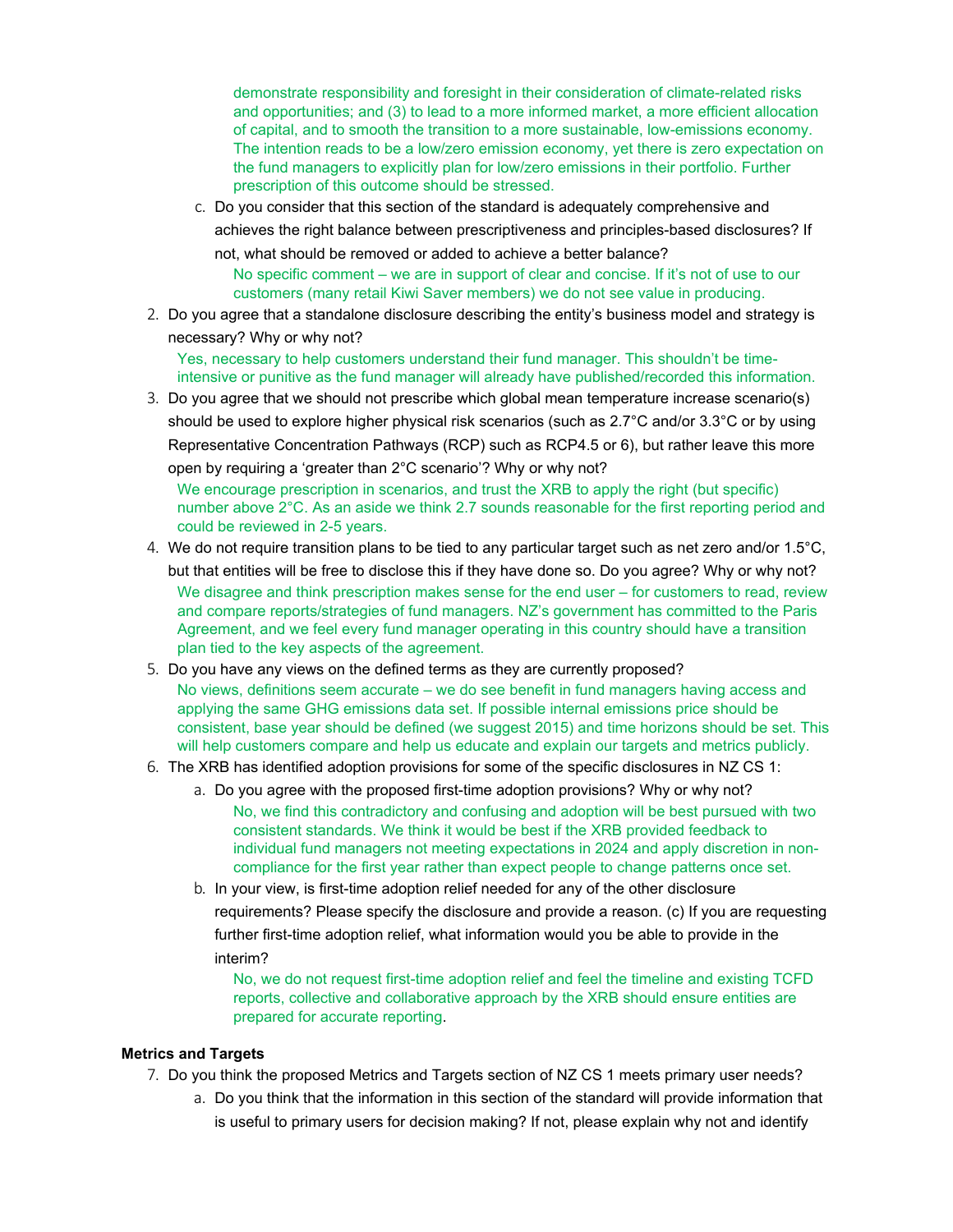demonstrate responsibility and foresight in their consideration of climate-related risks and opportunities; and (3) to lead to a more informed market, a more efficient allocation of capital, and to smooth the transition to a more sustainable, low-emissions economy. The intention reads to be a low/zero emission economy, yet there is zero expectation on the fund managers to explicitly plan for low/zero emissions in their portfolio. Further prescription of this outcome should be stressed.

   c. Do you consider that this section of the standard is adequately comprehensive and achieves the right balance between prescriptiveness and principles-based disclosures? If not, what should be removed or added to achieve a better balance?

      No specific comment – we are in support of clear and concise. If it's not of use to our customers (many retail Kiwi Saver members) we do not see value in producing.

2. Do you agree that a standalone disclosure describing the entity's business model and strategy is necessary? Why or why not?

   Yes, necessary to help customers understand their fund manager. This shouldn't be time-intensive or punitive as the fund manager will already have published/recorded this information.

3. Do you agree that we should not prescribe which global mean temperature increase scenario(s) should be used to explore higher physical risk scenarios (such as 2.7°C and/or 3.3°C or by using Representative Concentration Pathways (RCP) such as RCP4.5 or 6), but rather leave this more open by requiring a 'greater than 2°C scenario'? Why or why not?

   We encourage prescription in scenarios, and trust the XRB to apply the right (but specific) number above 2°C. As an aside we think 2.7 sounds reasonable for the first reporting period and could be reviewed in 2-5 years.

4. We do not require transition plans to be tied to any particular target such as net zero and/or 1.5°C, but that entities will be free to disclose this if they have done so. Do you agree? Why or why not?

   We disagree and think prescription makes sense for the end user – for customers to read, review and compare reports/strategies of fund managers. NZ's government has committed to the Paris Agreement, and we feel every fund manager operating in this country should have a transition plan tied to the key aspects of the agreement.

5. Do you have any views on the defined terms as they are currently proposed?

   No views, definitions seem accurate – we do see benefit in fund managers having access and applying the same GHG emissions data set. If possible internal emissions price should be consistent, base year should be defined (we suggest 2015) and time horizons should be set. This will help customers compare and help us educate and explain our targets and metrics publicly.

6. The XRB has identified adoption provisions for some of the specific disclosures in NZ CS 1:

   a. Do you agree with the proposed first-time adoption provisions? Why or why not?

      No, we find this contradictory and confusing and adoption will be best pursued with two consistent standards. We think it would be best if the XRB provided feedback to individual fund managers not meeting expectations in 2024 and apply discretion in non-compliance for the first year rather than expect people to change patterns once set.

   b. In your view, is first-time adoption relief needed for any of the other disclosure requirements? Please specify the disclosure and provide a reason. (c) If you are requesting further first-time adoption relief, what information would you be able to provide in the interim?

      No, we do not request first-time adoption relief and feel the timeline and existing TCFD reports, collective and collaborative approach by the XRB should ensure entities are prepared for accurate reporting.

**Metrics and Targets**

7. Do you think the proposed Metrics and Targets section of NZ CS 1 meets primary user needs?

   a. Do you think that the information in this section of the standard will provide information that is useful to primary users for decision making? If not, please explain why not and identify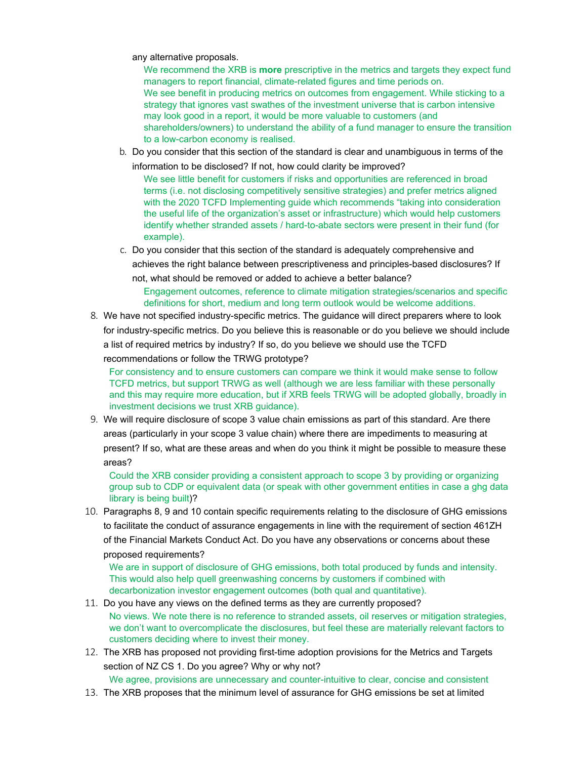any alternative proposals.

We recommend the XRB is **more** prescriptive in the metrics and targets they expect fund managers to report financial, climate-related figures and time periods on.
We see benefit in producing metrics on outcomes from engagement. While sticking to a strategy that ignores vast swathes of the investment universe that is carbon intensive may look good in a report, it would be more valuable to customers (and shareholders/owners) to understand the ability of a fund manager to ensure the transition to a low-carbon economy is realised.

b. Do you consider that this section of the standard is clear and unambiguous in terms of the information to be disclosed? If not, how could clarity be improved?

We see little benefit for customers if risks and opportunities are referenced in broad terms (i.e. not disclosing competitively sensitive strategies) and prefer metrics aligned with the 2020 TCFD Implementing guide which recommends "taking into consideration the useful life of the organization's asset or infrastructure) which would help customers identify whether stranded assets / hard-to-abate sectors were present in their fund (for example).

c. Do you consider that this section of the standard is adequately comprehensive and achieves the right balance between prescriptiveness and principles-based disclosures? If not, what should be removed or added to achieve a better balance?

Engagement outcomes, reference to climate mitigation strategies/scenarios and specific definitions for short, medium and long term outlook would be welcome additions.

8. We have not specified industry-specific metrics. The guidance will direct preparers where to look for industry-specific metrics. Do you believe this is reasonable or do you believe we should include a list of required metrics by industry? If so, do you believe we should use the TCFD recommendations or follow the TRWG prototype?

For consistency and to ensure customers can compare we think it would make sense to follow TCFD metrics, but support TRWG as well (although we are less familiar with these personally and this may require more education, but if XRB feels TRWG will be adopted globally, broadly in investment decisions we trust XRB guidance).

9. We will require disclosure of scope 3 value chain emissions as part of this standard. Are there areas (particularly in your scope 3 value chain) where there are impediments to measuring at present? If so, what are these areas and when do you think it might be possible to measure these areas?

Could the XRB consider providing a consistent approach to scope 3 by providing or organizing group sub to CDP or equivalent data (or speak with other government entities in case a ghg data library is being built)?

10. Paragraphs 8, 9 and 10 contain specific requirements relating to the disclosure of GHG emissions to facilitate the conduct of assurance engagements in line with the requirement of section 461ZH of the Financial Markets Conduct Act. Do you have any observations or concerns about these proposed requirements?

We are in support of disclosure of GHG emissions, both total produced by funds and intensity. This would also help quell greenwashing concerns by customers if combined with decarbonization investor engagement outcomes (both qual and quantitative).

11. Do you have any views on the defined terms as they are currently proposed?

No views. We note there is no reference to stranded assets, oil reserves or mitigation strategies, we don't want to overcomplicate the disclosures, but feel these are materially relevant factors to customers deciding where to invest their money.

12. The XRB has proposed not providing first-time adoption provisions for the Metrics and Targets section of NZ CS 1. Do you agree? Why or why not?

We agree, provisions are unnecessary and counter-intuitive to clear, concise and consistent

13. The XRB proposes that the minimum level of assurance for GHG emissions be set at limited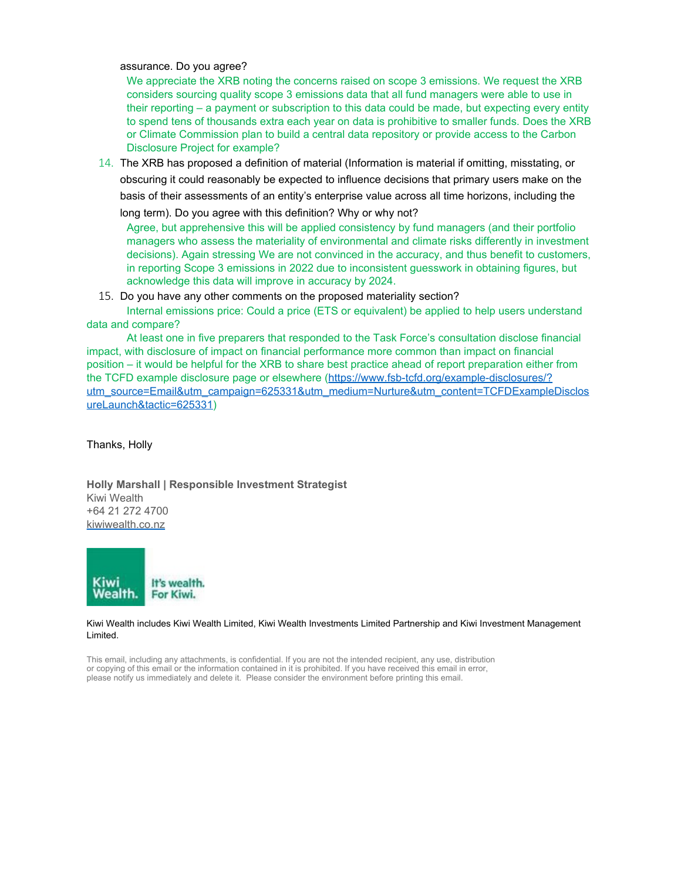assurance. Do you agree?

We appreciate the XRB noting the concerns raised on scope 3 emissions. We request the XRB considers sourcing quality scope 3 emissions data that all fund managers were able to use in their reporting – a payment or subscription to this data could be made, but expecting every entity to spend tens of thousands extra each year on data is prohibitive to smaller funds. Does the XRB or Climate Commission plan to build a central data repository or provide access to the Carbon Disclosure Project for example?

14. The XRB has proposed a definition of material (Information is material if omitting, misstating, or obscuring it could reasonably be expected to influence decisions that primary users make on the basis of their assessments of an entity's enterprise value across all time horizons, including the long term). Do you agree with this definition? Why or why not?

    Agree, but apprehensive this will be applied consistency by fund managers (and their portfolio managers who assess the materiality of environmental and climate risks differently in investment decisions). Again stressing We are not convinced in the accuracy, and thus benefit to customers, in reporting Scope 3 emissions in 2022 due to inconsistent guesswork in obtaining figures, but acknowledge this data will improve in accuracy by 2024.

15. Do you have any other comments on the proposed materiality section?

Internal emissions price: Could a price (ETS or equivalent) be applied to help users understand data and compare?

At least one in five preparers that responded to the Task Force's consultation disclose financial impact, with disclosure of impact on financial performance more common than impact on financial position – it would be helpful for the XRB to share best practice ahead of report preparation either from the TCFD example disclosure page or elsewhere (https://www.fsb-tcfd.org/example-disclosures/?utm_source=Email&utm_campaign=625331&utm_medium=Nurture&utm_content=TCFDExampleDisclosureLaunch&tactic=625331)

Thanks, Holly

**Holly Marshall | Responsible Investment Strategist**
Kiwi Wealth
+64 21 272 4700
kiwiwealth.co.nz

Kiwi Wealth. It's wealth. For Kiwi.

Kiwi Wealth includes Kiwi Wealth Limited, Kiwi Wealth Investments Limited Partnership and Kiwi Investment Management Limited.

This email, including any attachments, is confidential. If you are not the intended recipient, any use, distribution or copying of this email or the information contained in it is prohibited. If you have received this email in error, please notify us immediately and delete it. Please consider the environment before printing this email.